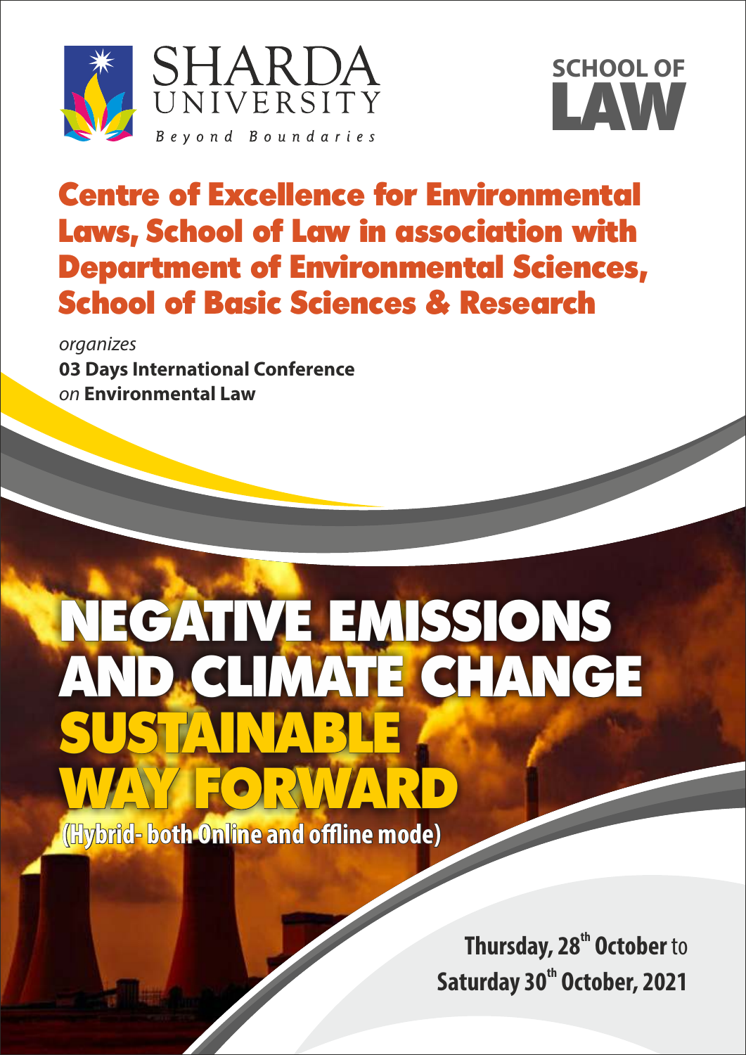SHARDA UNIVERSITY

*Beyond Boundaries*

SCHOOL OF LAW

## Centre of Excellence for Environmental Laws, School of Law in association with Department of Environmental Sciences, School of Basic Sciences & Research

*organizes*

**03 Days International Conference**

*on* **Environmental Law**

# NEGATIVE EMISSIONS AND CLIMATE CHANGE SUSTAINABLE WAY FORWARD

**(Hybrid- both Online and offline mode)**

**Thursday, 28th October** to **Saturday 30th October, 2021**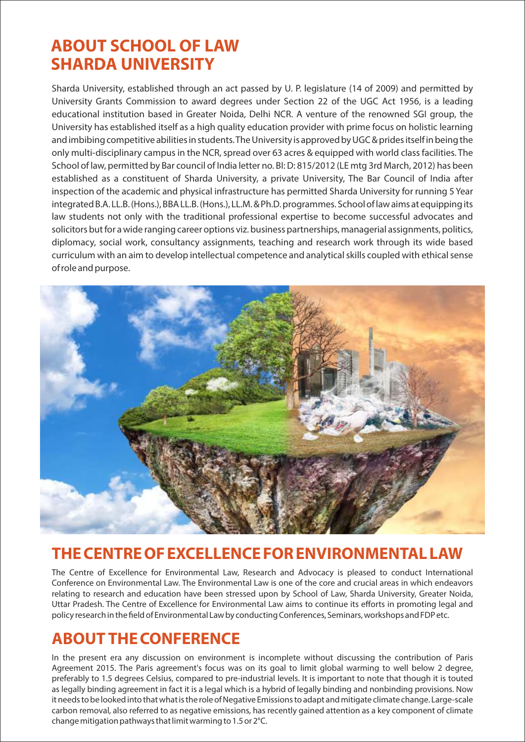# ABOUT SCHOOL OF LAW SHARDA UNIVERSITY

Sharda University, established through an act passed by U. P. legislature (14 of 2009) and permitted by University Grants Commission to award degrees under Section 22 of the UGC Act 1956, is a leading educational institution based in Greater Noida, Delhi NCR. A venture of the renowned SGI group, the University has established itself as a high quality education provider with prime focus on holistic learning and imbibing competitive abilities in students. The University is approved by UGC & prides itself in being the only multi-disciplinary campus in the NCR, spread over 63 acres & equipped with world class facilities. The School of law, permitted by Bar council of India letter no. BI: D: 815/2012 (LE mtg 3rd March, 2012) has been established as a constituent of Sharda University, a private University, The Bar Council of India after inspection of the academic and physical infrastructure has permitted Sharda University for running 5 Year integrated B.A. LL.B. (Hons.), BBA LL.B. (Hons.), LL.M. & Ph.D. programmes. School of law aims at equipping its law students not only with the traditional professional expertise to become successful advocates and solicitors but for a wide ranging career options viz. business partnerships, managerial assignments, politics, diplomacy, social work, consultancy assignments, teaching and research work through its wide based curriculum with an aim to develop intellectual competence and analytical skills coupled with ethical sense of role and purpose.

# THE CENTRE OF EXCELLENCE FOR ENVIRONMENTAL LAW

The Centre of Excellence for Environmental Law, Research and Advocacy is pleased to conduct International Conference on Environmental Law. The Environmental Law is one of the core and crucial areas in which endeavors relating to research and education have been stressed upon by School of Law, Sharda University, Greater Noida, Uttar Pradesh. The Centre of Excellence for Environmental Law aims to continue its efforts in promoting legal and policy research in the field of Environmental Law by conducting Conferences, Seminars, workshops and FDP etc.

# ABOUT THE CONFERENCE

In the present era any discussion on environment is incomplete without discussing the contribution of Paris Agreement 2015. The Paris agreement's focus was on its goal to limit global warming to well below 2 degree, preferably to 1.5 degrees Celsius, compared to pre-industrial levels. It is important to note that though it is touted as legally binding agreement in fact it is a legal which is a hybrid of legally binding and nonbinding provisions. Now it needs to be looked into that what is the role of Negative Emissions to adapt and mitigate climate change. Large-scale carbon removal, also referred to as negative emissions, has recently gained attention as a key component of climate change mitigation pathways that limit warming to 1.5 or 2°C.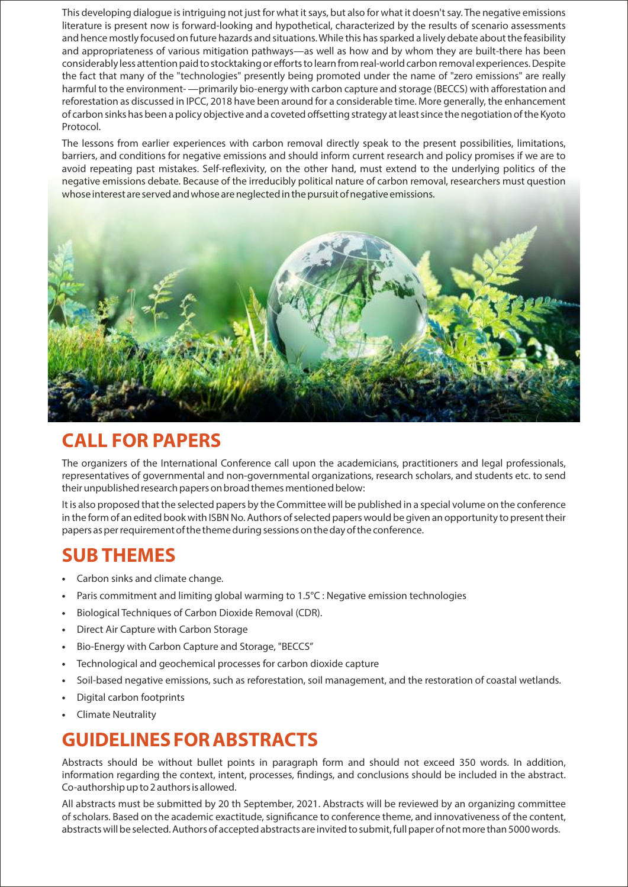This developing dialogue is intriguing not just for what it says, but also for what it doesn't say. The negative emissions literature is present now is forward-looking and hypothetical, characterized by the results of scenario assessments and hence mostly focused on future hazards and situations. While this has sparked a lively debate about the feasibility and appropriateness of various mitigation pathways—as well as how and by whom they are built-there has been considerably less attention paid to stocktaking or efforts to learn from real-world carbon removal experiences. Despite the fact that many of the "technologies" presently being promoted under the name of "zero emissions" are really harmful to the environment- —primarily bio-energy with carbon capture and storage (BECCS) with afforestation and reforestation as discussed in IPCC, 2018 have been around for a considerable time. More generally, the enhancement of carbon sinks has been a policy objective and a coveted offsetting strategy at least since the negotiation of the Kyoto Protocol.

The lessons from earlier experiences with carbon removal directly speak to the present possibilities, limitations, barriers, and conditions for negative emissions and should inform current research and policy promises if we are to avoid repeating past mistakes. Self-reflexivity, on the other hand, must extend to the underlying politics of the negative emissions debate. Because of the irreducibly political nature of carbon removal, researchers must question whose interest are served and whose are neglected in the pursuit of negative emissions.

## CALL FOR PAPERS

The organizers of the International Conference call upon the academicians, practitioners and legal professionals, representatives of governmental and non-governmental organizations, research scholars, and students etc. to send their unpublished research papers on broad themes mentioned below:

It is also proposed that the selected papers by the Committee will be published in a special volume on the conference in the form of an edited book with ISBN No. Authors of selected papers would be given an opportunity to present their papers as per requirement of the theme during sessions on the day of the conference.

## SUB THEMES

- Carbon sinks and climate change.
- Paris commitment and limiting global warming to 1.5°C : Negative emission technologies
- Biological Techniques of Carbon Dioxide Removal (CDR).
- Direct Air Capture with Carbon Storage
- Bio-Energy with Carbon Capture and Storage, "BECCS"
- Technological and geochemical processes for carbon dioxide capture
- Soil-based negative emissions, such as reforestation, soil management, and the restoration of coastal wetlands.
- Digital carbon footprints
- Climate Neutrality

## GUIDELINES FOR ABSTRACTS

Abstracts should be without bullet points in paragraph form and should not exceed 350 words. In addition, information regarding the context, intent, processes, findings, and conclusions should be included in the abstract. Co-authorship up to 2 authors is allowed.

All abstracts must be submitted by 20 th September, 2021. Abstracts will be reviewed by an organizing committee of scholars. Based on the academic exactitude, significance to conference theme, and innovativeness of the content, abstracts will be selected. Authors of accepted abstracts are invited to submit, full paper of not more than 5000 words.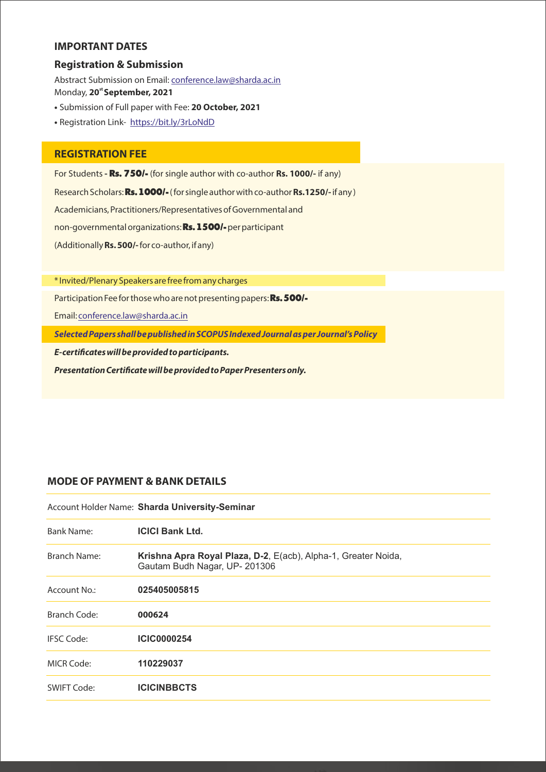## IMPORTANT DATES

### Registration & Submission

Abstract Submission on Email: conference.law@sharda.ac.in
Monday, **20st September, 2021**

- Submission of Full paper with Fee: **20 October, 2021**
- Registration Link- https://bit.ly/3rLoNdD

## REGISTRATION FEE

For Students **- Rs. 750/-** (for single author with co-author **Rs. 1000/-** if any)

Research Scholars: **Rs. 1000/-** (for single author with co-author **Rs.1250/-** if any)

Academicians, Practitioners/Representatives of Governmental and non-governmental organizations: **Rs. 1500/-** per participant

(Additionally **Rs. 500/-** for co-author, if any)

* Invited/Plenary Speakers are free from any charges

Participation Fee for those who are not presenting papers: **Rs. 500/-**

Email: conference.law@sharda.ac.in

***Selected Papers shall be published in SCOPUS Indexed Journal as per Journal's Policy***

***E-certificates will be provided to participants.***

***Presentation Certificate will be provided to Paper Presenters only.***

## MODE OF PAYMENT & BANK DETAILS

| | |
|---|---|
| Account Holder Name: | **Sharda University-Seminar** |
| Bank Name: | **ICICI Bank Ltd.** |
| Branch Name: | **Krishna Apra Royal Plaza, D-2**, E(acb), Alpha-1, Greater Noida, Gautam Budh Nagar, UP- 201306 |
| Account No.: | **025405005815** |
| Branch Code: | **000624** |
| IFSC Code: | **ICIC0000254** |
| MICR Code: | **110229037** |
| SWIFT Code: | **ICICINBBCTS** |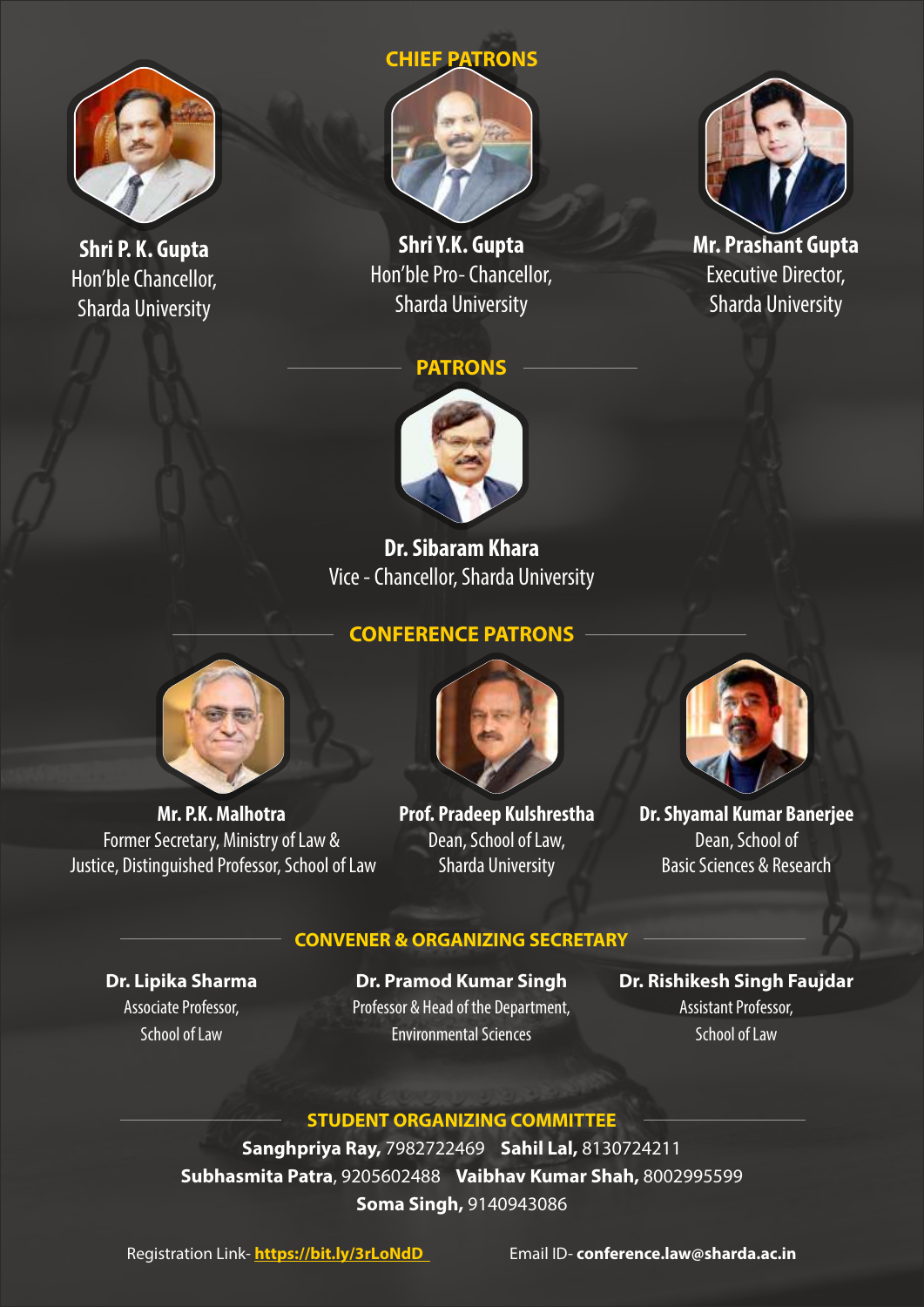## CHIEF PATRONS

**Shri P. K. Gupta**
Hon'ble Chancellor,
Sharda University

**Shri Y.K. Gupta**
Hon'ble Pro- Chancellor,
Sharda University

**Mr. Prashant Gupta**
Executive Director,
Sharda University

## PATRONS

**Dr. Sibaram Khara**
Vice - Chancellor, Sharda University

## CONFERENCE PATRONS

**Mr. P.K. Malhotra**
Former Secretary, Ministry of Law & Justice, Distinguished Professor, School of Law

**Prof. Pradeep Kulshrestha**
Dean, School of Law,
Sharda University

**Dr. Shyamal Kumar Banerjee**
Dean, School of
Basic Sciences & Research

## CONVENER & ORGANIZING SECRETARY

**Dr. Lipika Sharma**
Associate Professor,
School of Law

**Dr. Pramod Kumar Singh**
Professor & Head of the Department,
Environmental Sciences

**Dr. Rishikesh Singh Faujdar**
Assistant Professor,
School of Law

## STUDENT ORGANIZING COMMITTEE

**Sanghpriya Ray,** 7982722469 **Sahil Lal,** 8130724211
**Subhasmita Patra**, 9205602488 **Vaibhav Kumar Shah,** 8002995599
**Soma Singh,** 9140943086

Registration Link- **https://bit.ly/3rLoNdD** Email ID- **conference.law@sharda.ac.in**